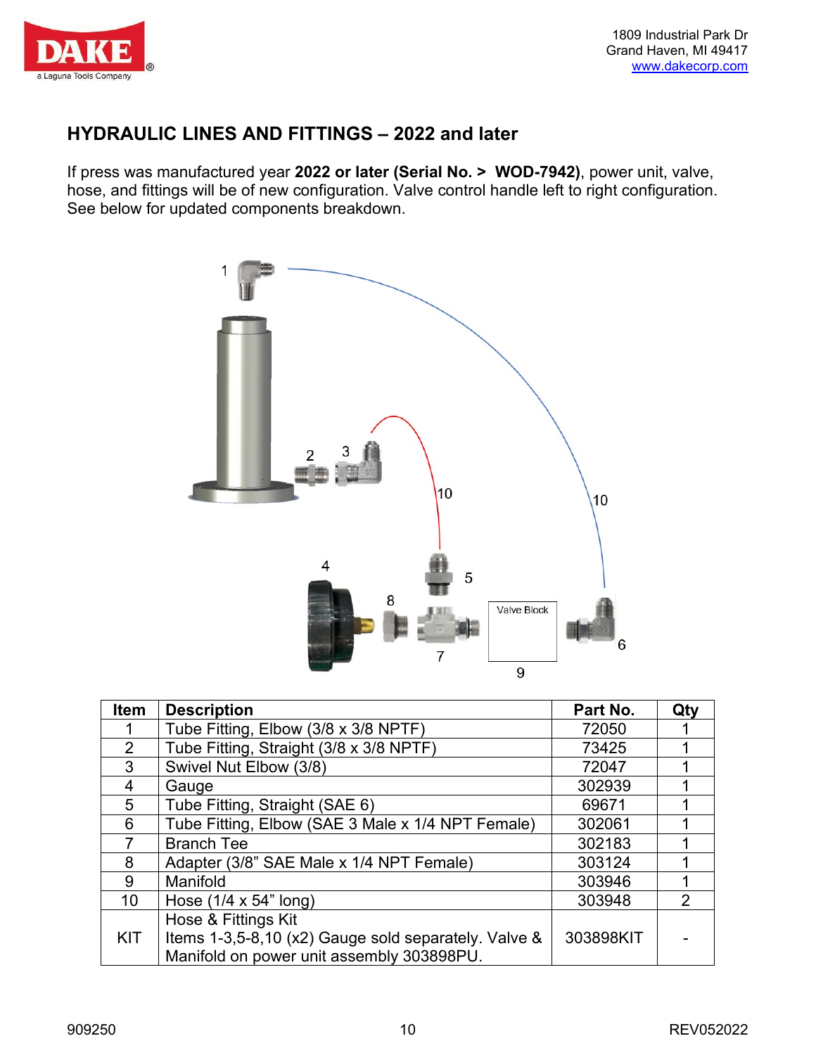## HYDRAULIC LINES AND FITTINGS – 2022 and later

If press was manufactured year **2022 or later (Serial No. > WOD-7942)**, power unit, valve, hose, and fittings will be of new configuration. Valve control handle left to right configuration. See below for updated components breakdown.

| Item | Description | Part No. | Qty |
|---|---|---|---|
| 1 | Tube Fitting, Elbow (3/8 x 3/8 NPTF) | 72050 | 1 |
| 2 | Tube Fitting, Straight (3/8 x 3/8 NPTF) | 73425 | 1 |
| 3 | Swivel Nut Elbow (3/8) | 72047 | 1 |
| 4 | Gauge | 302939 | 1 |
| 5 | Tube Fitting, Straight (SAE 6) | 69671 | 1 |
| 6 | Tube Fitting, Elbow (SAE 3 Male x 1/4 NPT Female) | 302061 | 1 |
| 7 | Branch Tee | 302183 | 1 |
| 8 | Adapter (3/8" SAE Male x 1/4 NPT Female) | 303124 | 1 |
| 9 | Manifold | 303946 | 1 |
| 10 | Hose (1/4 x 54" long) | 303948 | 2 |
| KIT | Hose & Fittings Kit<br>Items 1-3,5-8,10 (x2) Gauge sold separately. Valve & Manifold on power unit assembly 303898PU. | 303898KIT | - |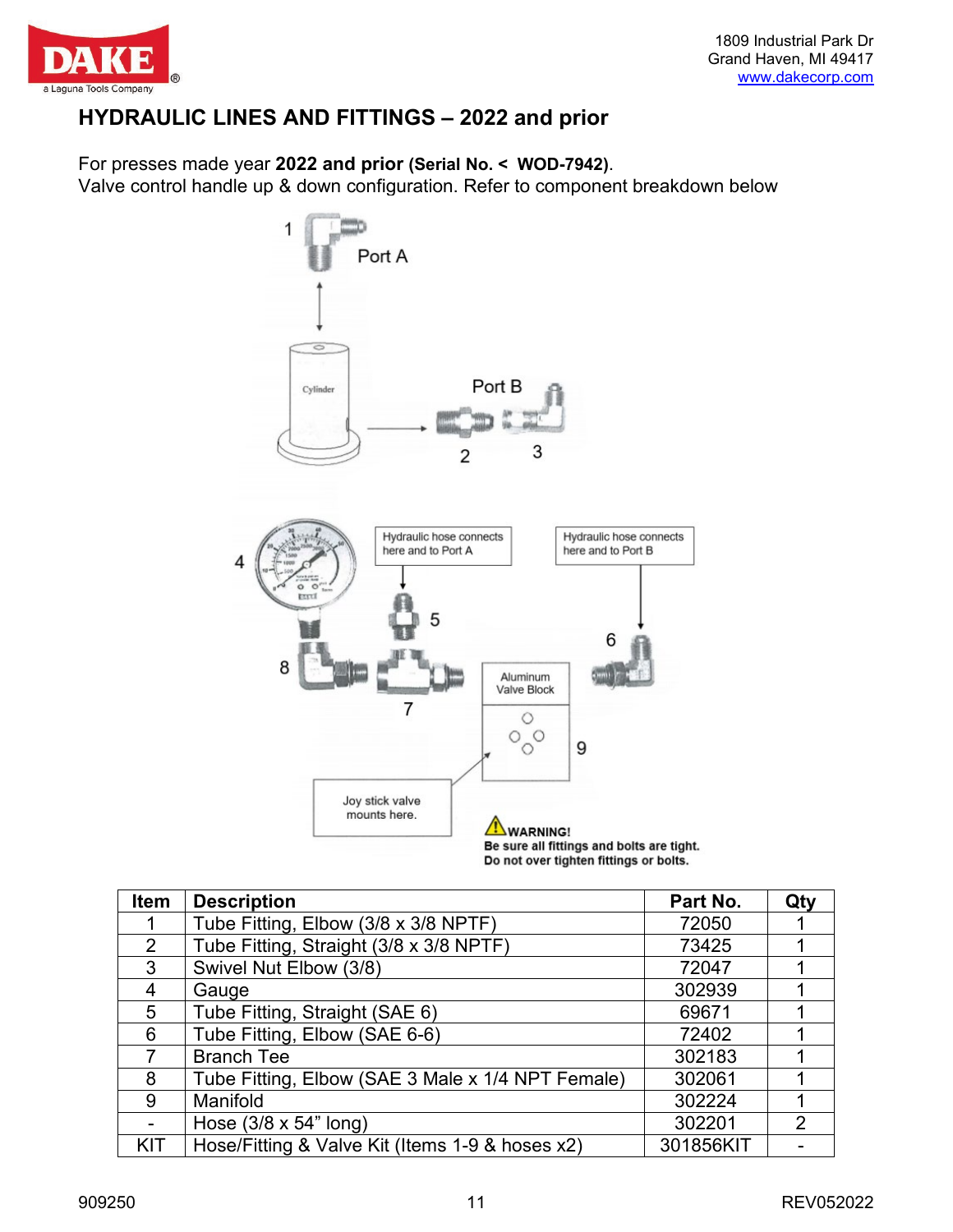## HYDRAULIC LINES AND FITTINGS – 2022 and prior

For presses made year **2022 and prior (Serial No. < WOD-7942)**.
Valve control handle up & down configuration. Refer to component breakdown below

1 Port A

Cylinder

Port B

2 3

4

Hydraulic hose connects here and to Port A

Hydraulic hose connects here and to Port B

5

6

8

7

Aluminum Valve Block

9

Joy stick valve mounts here.

⚠**WARNING!**
**Be sure all fittings and bolts are tight.**
**Do not over tighten fittings or bolts.**

| Item | Description | Part No. | Qty |
|---|---|---|---|
| 1 | Tube Fitting, Elbow (3/8 x 3/8 NPTF) | 72050 | 1 |
| 2 | Tube Fitting, Straight (3/8 x 3/8 NPTF) | 73425 | 1 |
| 3 | Swivel Nut Elbow (3/8) | 72047 | 1 |
| 4 | Gauge | 302939 | 1 |
| 5 | Tube Fitting, Straight (SAE 6) | 69671 | 1 |
| 6 | Tube Fitting, Elbow (SAE 6-6) | 72402 | 1 |
| 7 | Branch Tee | 302183 | 1 |
| 8 | Tube Fitting, Elbow (SAE 3 Male x 1/4 NPT Female) | 302061 | 1 |
| 9 | Manifold | 302224 | 1 |
| - | Hose (3/8 x 54" long) | 302201 | 2 |
| KIT | Hose/Fitting & Valve Kit (Items 1-9 & hoses x2) | 301856KIT | - |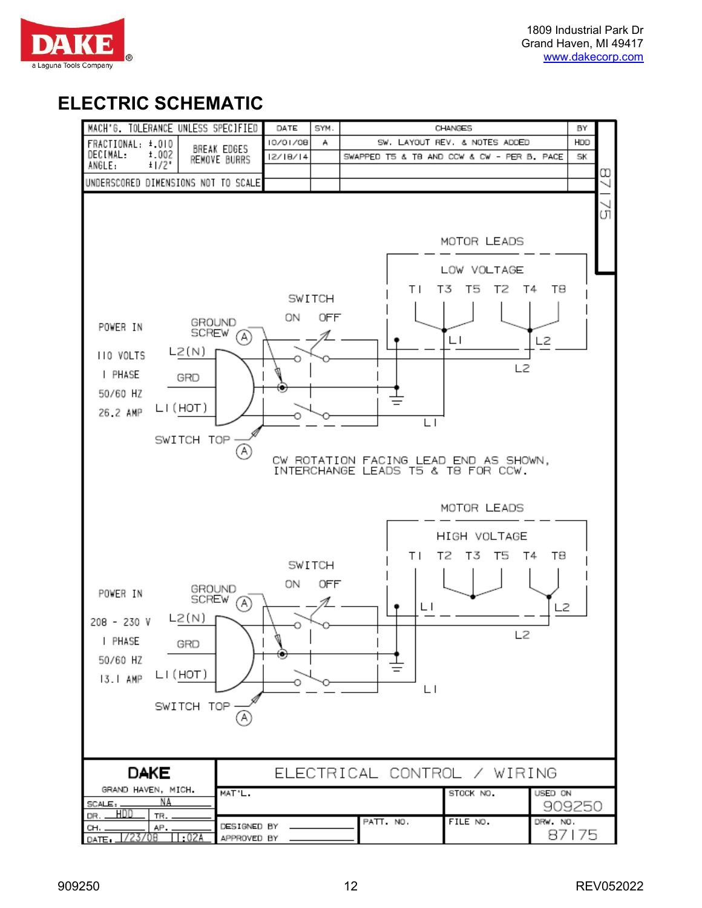1809 Industrial Park Dr
Grand Haven, MI 49417
www.dakecorp.com

## ELECTRIC SCHEMATIC

| MACH'G. TOLERANCE UNLESS SPECIFIED | |
|---|---|
| FRACTIONAL: ±.010<br>DECIMAL: ±.002<br>ANGLE: ±1/2° | BREAK EDGES<br>REMOVE BURRS |
| UNDERSCORED DIMENSIONS NOT TO SCALE | |

| DATE | SYM. | CHANGES | BY |
|---|---|---|---|
| 10/01/08 | A | SW. LAYOUT REV. & NOTES ADDED | HDD |
| 12/18/14 | | SWAPPED T5 & T8 AND CCW & CW - PER B. PACE | SK |

87175

**MOTOR LEADS — LOW VOLTAGE**

T1 T3 T5 T2 T4 T8 — L1, L2

POWER IN
110 VOLTS
1 PHASE
50/60 HZ
26.2 AMP

GROUND SCREW (A)
SWITCH ON OFF
L2(N)
GRD
L1 (HOT)
SWITCH TOP (A)

CW ROTATION FACING LEAD END AS SHOWN, INTERCHANGE LEADS T5 & T8 FOR CCW.

**MOTOR LEADS — HIGH VOLTAGE**

T1 T2 T3 T5 T4 T8 — L1, L2

POWER IN
208 - 230 V
1 PHASE
50/60 HZ
13.1 AMP

GROUND SCREW (A)
SWITCH ON OFF
L2(N)
GRD
L1 (HOT)
SWITCH TOP (A)

| DAKE<br>GRAND HAVEN, MICH. | ELECTRICAL CONTROL / WIRING | | | |
|---|---|---|---|---|
| SCALE: NA | MAT'L. | | STOCK NO. | USED ON 909250 |
| DR. HDD TR. | | | | |
| CH. AP. | DESIGNED BY | PATT. NO. | FILE NO. | DRW. NO. 87175 |
| DATE. 1/23/08 11:02A | APPROVED BY | | | |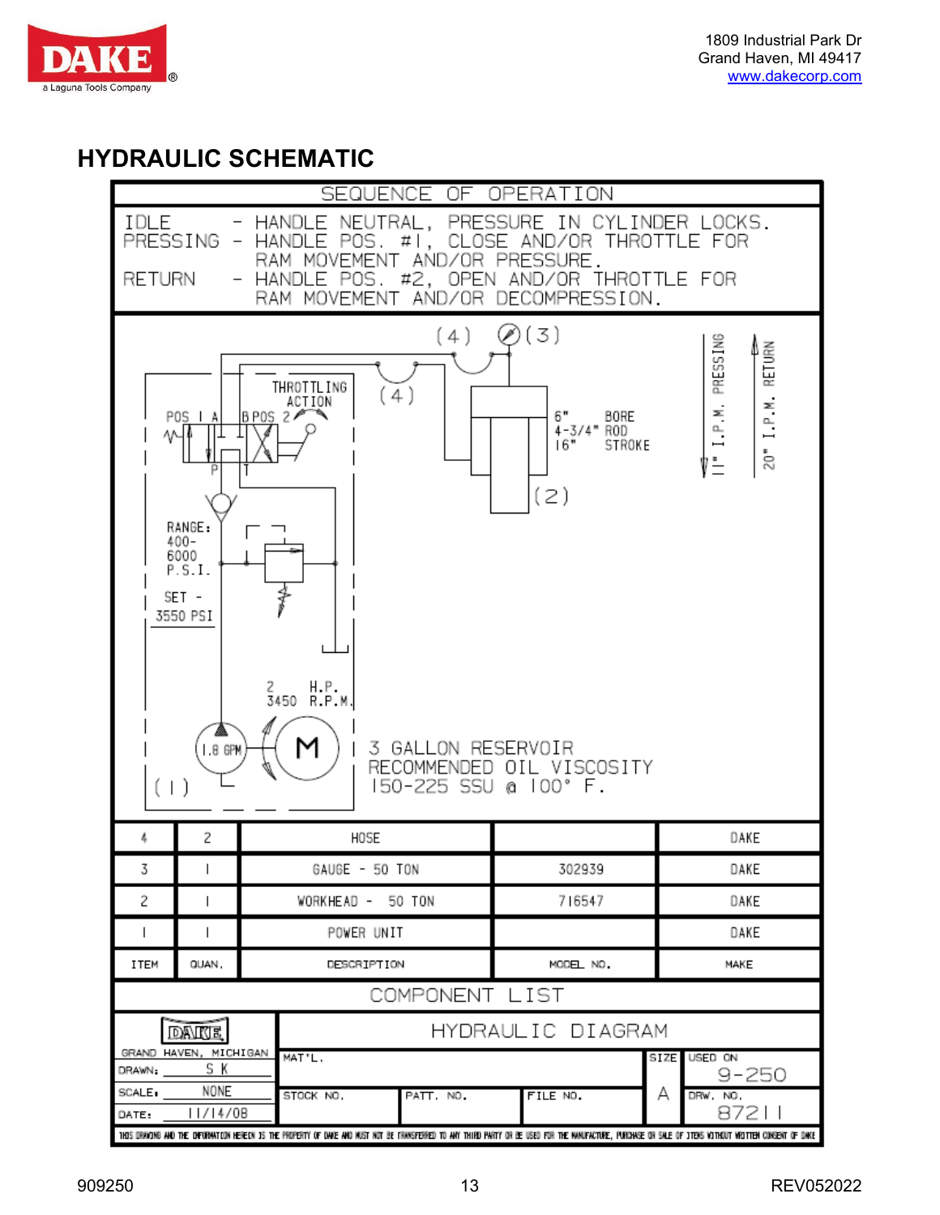## HYDRAULIC SCHEMATIC

**SEQUENCE OF OPERATION**

IDLE - HANDLE NEUTRAL, PRESSURE IN CYLINDER LOCKS.
PRESSING - HANDLE POS. #1, CLOSE AND/OR THROTTLE FOR RAM MOVEMENT AND/OR PRESSURE.
RETURN - HANDLE POS. #2, OPEN AND/OR THROTTLE FOR RAM MOVEMENT AND/OR DECOMPRESSION.

(4) (3)

THROTTLING ACTION

POS 1 A B POS 2

P T

(4)

6" BORE
4-3/4" ROD
16" STROKE

(2)

11" I.P.M. PRESSING

20" I.P.M. RETURN

RANGE: 400-6000 P.S.I.

SET - 3550 PSI

2 H.P.
3450 R.P.M.

1.8 GPM

M

(1)

3 GALLON RESERVOIR
RECOMMENDED OIL VISCOSITY
150-225 SSU @ 100° F.

| ITEM | QUAN. | DESCRIPTION | MODEL NO. | MAKE |
|---|---|---|---|---|
| 4 | 2 | HOSE | | DAKE |
| 3 | 1 | GAUGE - 50 TON | 302939 | DAKE |
| 2 | 1 | WORKHEAD - 50 TON | 716547 | DAKE |
| 1 | 1 | POWER UNIT | | DAKE |

**COMPONENT LIST**

| DAKE GRAND HAVEN, MICHIGAN | HYDRAULIC DIAGRAM | | | | |
|---|---|---|---|---|---|
| DRAWN: S K | MAT'L. | | | SIZE | USED ON 9-250 |
| SCALE: NONE | STOCK NO. | PATT. NO. | FILE NO. | A | DRW. NO. 87211 |
| DATE: 11/14/08 | | | | | |

THIS DRAWING AND THE INFORMATION HEREON IS THE PROPERTY OF DAKE AND MUST NOT BE TRANSFERRED TO ANY THIRD PARTY OR BE USED FOR THE MANUFACTURE, PURCHASE OR SALE OF ITEMS WITHOUT WRITTEN CONSENT OF DAKE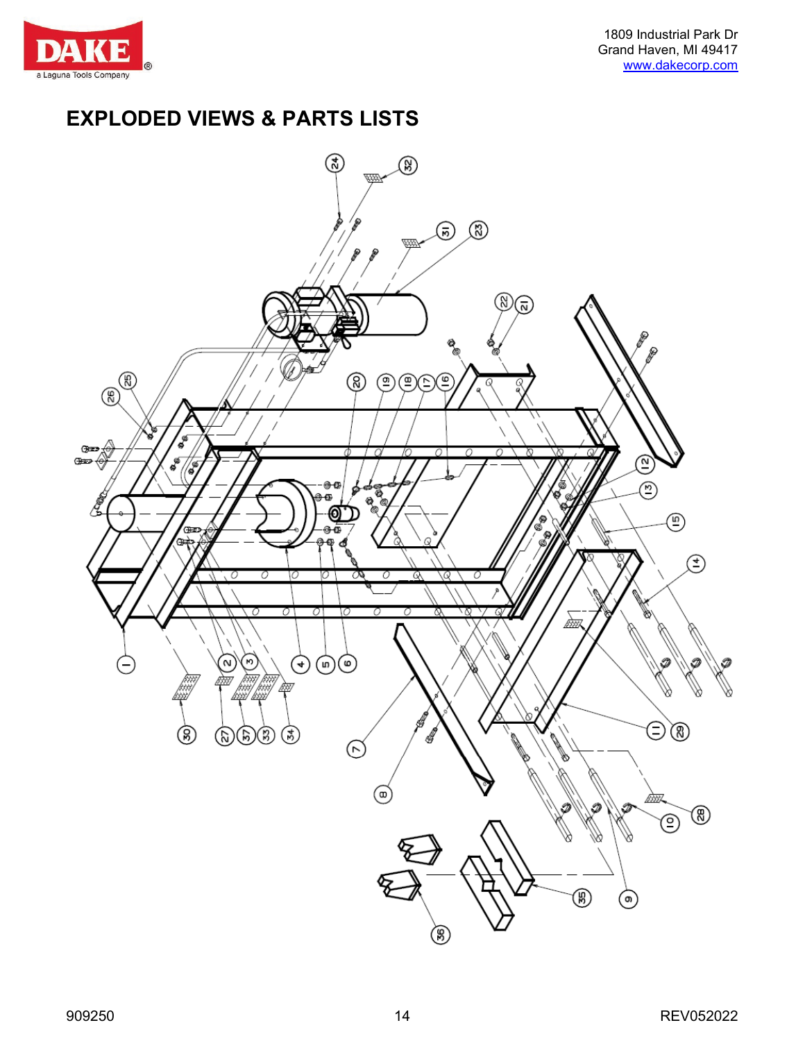# EXPLODED VIEWS & PARTS LISTS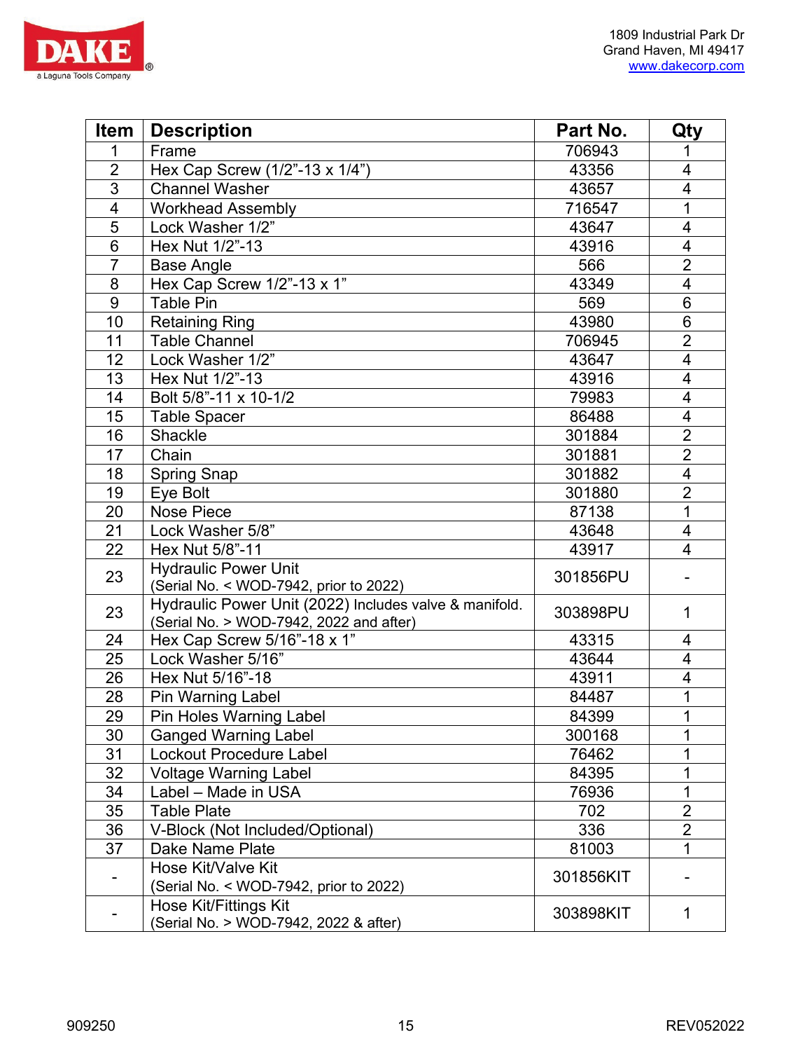| Item | Description | Part No. | Qty |
|---|---|---|---|
| 1 | Frame | 706943 | 1 |
| 2 | Hex Cap Screw (1/2”-13 x 1/4”) | 43356 | 4 |
| 3 | Channel Washer | 43657 | 4 |
| 4 | Workhead Assembly | 716547 | 1 |
| 5 | Lock Washer 1/2” | 43647 | 4 |
| 6 | Hex Nut 1/2”-13 | 43916 | 4 |
| 7 | Base Angle | 566 | 2 |
| 8 | Hex Cap Screw 1/2”-13 x 1” | 43349 | 4 |
| 9 | Table Pin | 569 | 6 |
| 10 | Retaining Ring | 43980 | 6 |
| 11 | Table Channel | 706945 | 2 |
| 12 | Lock Washer 1/2” | 43647 | 4 |
| 13 | Hex Nut 1/2”-13 | 43916 | 4 |
| 14 | Bolt 5/8”-11 x 10-1/2 | 79983 | 4 |
| 15 | Table Spacer | 86488 | 4 |
| 16 | Shackle | 301884 | 2 |
| 17 | Chain | 301881 | 2 |
| 18 | Spring Snap | 301882 | 4 |
| 19 | Eye Bolt | 301880 | 2 |
| 20 | Nose Piece | 87138 | 1 |
| 21 | Lock Washer 5/8” | 43648 | 4 |
| 22 | Hex Nut 5/8”-11 | 43917 | 4 |
| 23 | Hydraulic Power Unit (Serial No. < WOD-7942, prior to 2022) | 301856PU | - |
| 23 | Hydraulic Power Unit (2022) Includes valve & manifold. (Serial No. > WOD-7942, 2022 and after) | 303898PU | 1 |
| 24 | Hex Cap Screw 5/16”-18 x 1” | 43315 | 4 |
| 25 | Lock Washer 5/16” | 43644 | 4 |
| 26 | Hex Nut 5/16”-18 | 43911 | 4 |
| 28 | Pin Warning Label | 84487 | 1 |
| 29 | Pin Holes Warning Label | 84399 | 1 |
| 30 | Ganged Warning Label | 300168 | 1 |
| 31 | Lockout Procedure Label | 76462 | 1 |
| 32 | Voltage Warning Label | 84395 | 1 |
| 34 | Label – Made in USA | 76936 | 1 |
| 35 | Table Plate | 702 | 2 |
| 36 | V-Block (Not Included/Optional) | 336 | 2 |
| 37 | Dake Name Plate | 81003 | 1 |
| - | Hose Kit/Valve Kit (Serial No. < WOD-7942, prior to 2022) | 301856KIT | - |
| - | Hose Kit/Fittings Kit (Serial No. > WOD-7942, 2022 & after) | 303898KIT | 1 |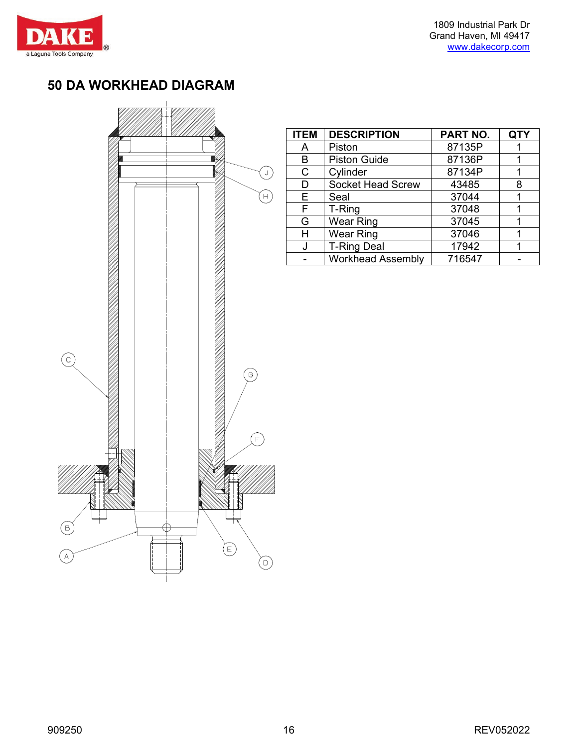# 50 DA WORKHEAD DIAGRAM

| ITEM | DESCRIPTION | PART NO. | QTY |
|---|---|---|---|
| A | Piston | 87135P | 1 |
| B | Piston Guide | 87136P | 1 |
| C | Cylinder | 87134P | 1 |
| D | Socket Head Screw | 43485 | 8 |
| E | Seal | 37044 | 1 |
| F | T-Ring | 37048 | 1 |
| G | Wear Ring | 37045 | 1 |
| H | Wear Ring | 37046 | 1 |
| J | T-Ring Deal | 17942 | 1 |
| - | Workhead Assembly | 716547 | - |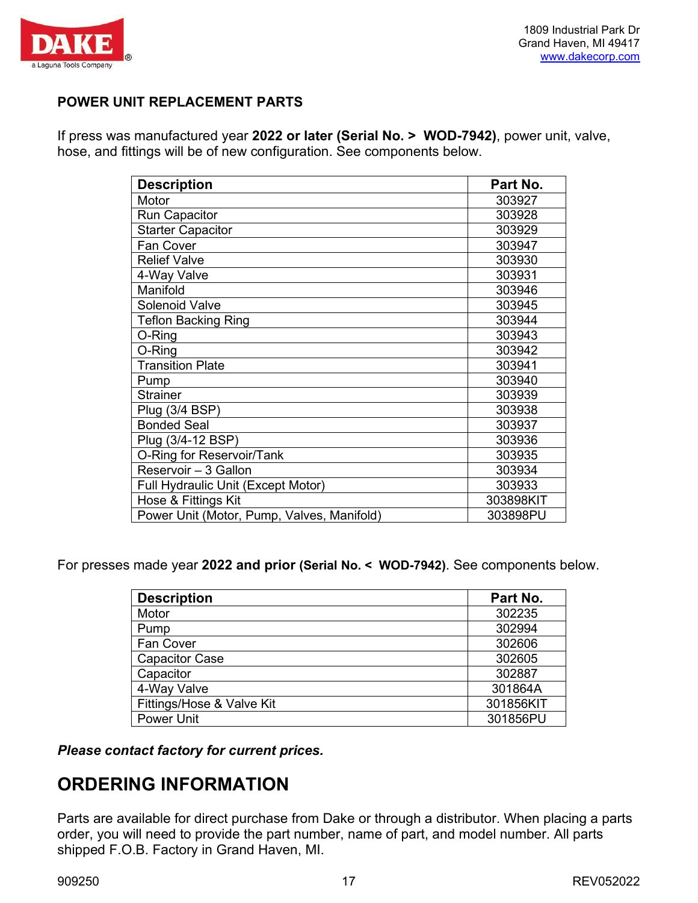## POWER UNIT REPLACEMENT PARTS

If press was manufactured year **2022 or later (Serial No. > WOD-7942)**, power unit, valve, hose, and fittings will be of new configuration. See components below.

| Description | Part No. |
|---|---|
| Motor | 303927 |
| Run Capacitor | 303928 |
| Starter Capacitor | 303929 |
| Fan Cover | 303947 |
| Relief Valve | 303930 |
| 4-Way Valve | 303931 |
| Manifold | 303946 |
| Solenoid Valve | 303945 |
| Teflon Backing Ring | 303944 |
| O-Ring | 303943 |
| O-Ring | 303942 |
| Transition Plate | 303941 |
| Pump | 303940 |
| Strainer | 303939 |
| Plug (3/4 BSP) | 303938 |
| Bonded Seal | 303937 |
| Plug (3/4-12 BSP) | 303936 |
| O-Ring for Reservoir/Tank | 303935 |
| Reservoir – 3 Gallon | 303934 |
| Full Hydraulic Unit (Except Motor) | 303933 |
| Hose & Fittings Kit | 303898KIT |
| Power Unit (Motor, Pump, Valves, Manifold) | 303898PU |

For presses made year **2022 and prior (Serial No. < WOD-7942)**. See components below.

| Description | Part No. |
|---|---|
| Motor | 302235 |
| Pump | 302994 |
| Fan Cover | 302606 |
| Capacitor Case | 302605 |
| Capacitor | 302887 |
| 4-Way Valve | 301864A |
| Fittings/Hose & Valve Kit | 301856KIT |
| Power Unit | 301856PU |

***Please contact factory for current prices.***

# ORDERING INFORMATION

Parts are available for direct purchase from Dake or through a distributor. When placing a parts order, you will need to provide the part number, name of part, and model number. All parts shipped F.O.B. Factory in Grand Haven, MI.